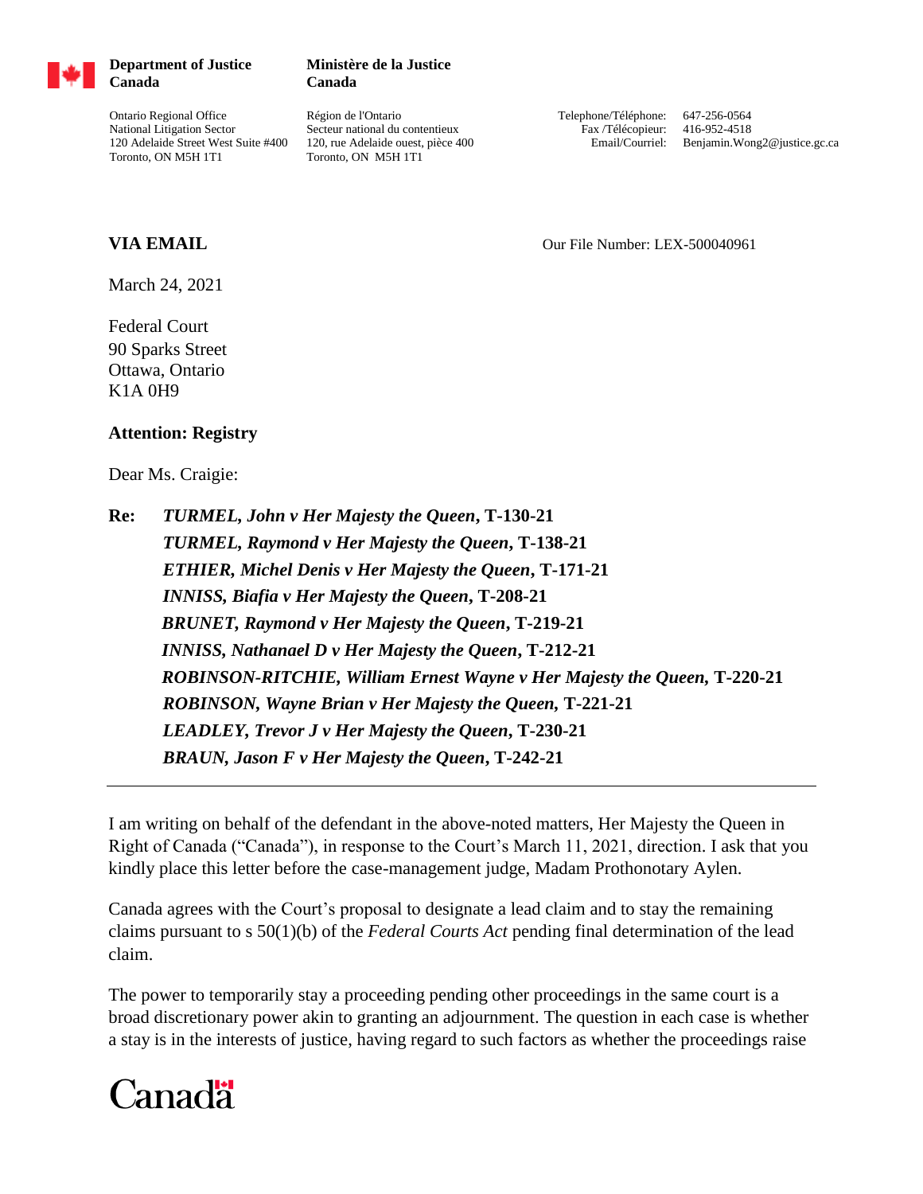**Department of Justice Canada** | **Ministère de la Justice Canada**

Ontario Regional Office
National Litigation Sector
120 Adelaide Street West Suite #400
Toronto, ON M5H 1T1

Région de l'Ontario
Secteur national du contentieux
120, rue Adelaide ouest, pièce 400
Toronto, ON M5H 1T1

Telephone/Téléphone: 647-256-0564
Fax /Télécopieur: 416-952-4518
Email/Courriel: Benjamin.Wong2@justice.gc.ca

**VIA EMAIL**

Our File Number: LEX-500040961

March 24, 2021

Federal Court
90 Sparks Street
Ottawa, Ontario
K1A 0H9

**Attention: Registry**

Dear Ms. Craigie:

**Re:** ***TURMEL, John v Her Majesty the Queen*, T-130-21**
***TURMEL, Raymond v Her Majesty the Queen*, T-138-21**
***ETHIER, Michel Denis v Her Majesty the Queen*, T-171-21**
***INNISS, Biafia v Her Majesty the Queen*, T-208-21**
***BRUNET, Raymond v Her Majesty the Queen*, T-219-21**
***INNISS, Nathanael D v Her Majesty the Queen*, T-212-21**
***ROBINSON-RITCHIE, William Ernest Wayne v Her Majesty the Queen*, T-220-21**
***ROBINSON, Wayne Brian v Her Majesty the Queen*, T-221-21**
***LEADLEY, Trevor J v Her Majesty the Queen*, T-230-21**
***BRAUN, Jason F v Her Majesty the Queen*, T-242-21**

---

I am writing on behalf of the defendant in the above-noted matters, Her Majesty the Queen in Right of Canada ("Canada"), in response to the Court's March 11, 2021, direction. I ask that you kindly place this letter before the case-management judge, Madam Prothonotary Aylen.

Canada agrees with the Court's proposal to designate a lead claim and to stay the remaining claims pursuant to s 50(1)(b) of the *Federal Courts Act* pending final determination of the lead claim.

The power to temporarily stay a proceeding pending other proceedings in the same court is a broad discretionary power akin to granting an adjournment. The question in each case is whether a stay is in the interests of justice, having regard to such factors as whether the proceedings raise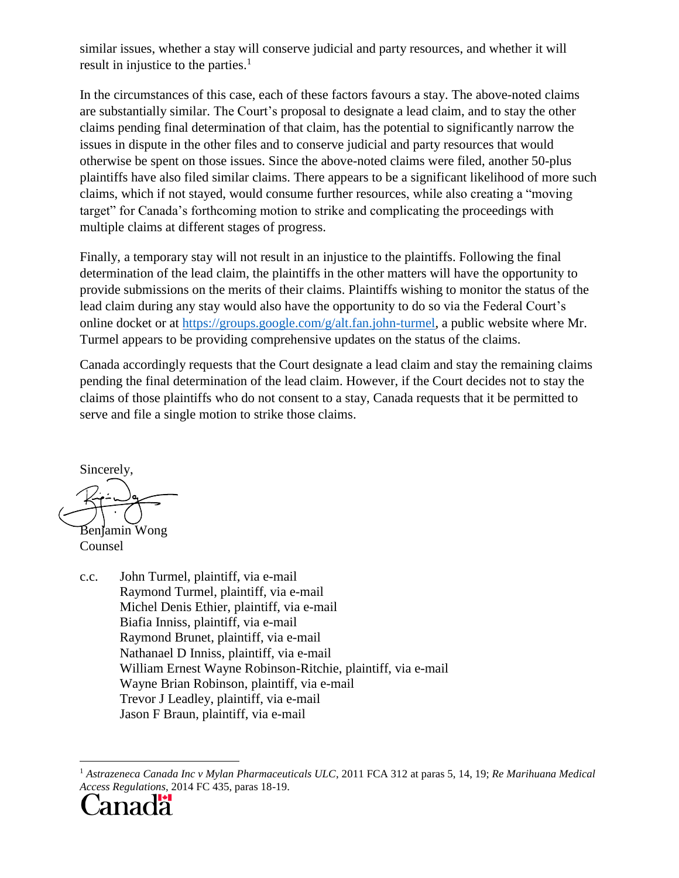similar issues, whether a stay will conserve judicial and party resources, and whether it will result in injustice to the parties.[1]

In the circumstances of this case, each of these factors favours a stay. The above-noted claims are substantially similar. The Court's proposal to designate a lead claim, and to stay the other claims pending final determination of that claim, has the potential to significantly narrow the issues in dispute in the other files and to conserve judicial and party resources that would otherwise be spent on those issues. Since the above-noted claims were filed, another 50-plus plaintiffs have also filed similar claims. There appears to be a significant likelihood of more such claims, which if not stayed, would consume further resources, while also creating a "moving target" for Canada's forthcoming motion to strike and complicating the proceedings with multiple claims at different stages of progress.

Finally, a temporary stay will not result in an injustice to the plaintiffs. Following the final determination of the lead claim, the plaintiffs in the other matters will have the opportunity to provide submissions on the merits of their claims. Plaintiffs wishing to monitor the status of the lead claim during any stay would also have the opportunity to do so via the Federal Court's online docket or at https://groups.google.com/g/alt.fan.john-turmel, a public website where Mr. Turmel appears to be providing comprehensive updates on the status of the claims.

Canada accordingly requests that the Court designate a lead claim and stay the remaining claims pending the final determination of the lead claim. However, if the Court decides not to stay the claims of those plaintiffs who do not consent to a stay, Canada requests that it be permitted to serve and file a single motion to strike those claims.

Sincerely,

Benjamin Wong
Counsel

c.c. John Turmel, plaintiff, via e-mail
Raymond Turmel, plaintiff, via e-mail
Michel Denis Ethier, plaintiff, via e-mail
Biafia Inniss, plaintiff, via e-mail
Raymond Brunet, plaintiff, via e-mail
Nathanael D Inniss, plaintiff, via e-mail
William Ernest Wayne Robinson-Ritchie, plaintiff, via e-mail
Wayne Brian Robinson, plaintiff, via e-mail
Trevor J Leadley, plaintiff, via e-mail
Jason F Braun, plaintiff, via e-mail

[1] *Astrazeneca Canada Inc v Mylan Pharmaceuticals ULC*, 2011 FCA 312 at paras 5, 14, 19; *Re Marihuana Medical Access Regulations*, 2014 FC 435, paras 18-19.